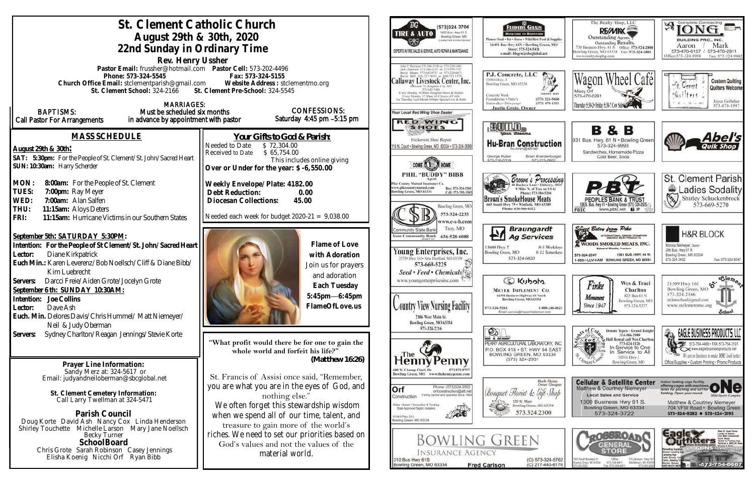# St. Clement Catholic Church
## August 29th & 30th, 2020
## 22nd Sunday in Ordinary Time

**Rev. Henry Ussher**

Pastor Email: frussher@hotmail.com Pastor Cell: 573-202-4496
Phone: 573-324-5545 Fax: 573-324-5155
Church Office Email: stclementparish@gmail.com Website Address : stclementmo.org
St. Clement School: 324-2166 St. Clement Pre-School: 324-5545

BAPTISMS: Call Pastor For Arrangements

MARRIAGES: Must be scheduled six months in advance by appointment with pastor

CONFESSIONS: Saturday 4:45 pm –5:15 pm

### MASS SCHEDULE

**August 29th & 30th:**
SAT: 5:30pm: For the People of St. Clement/St. John/Sacred Heart
SUN: 10:30am: Harry Scherder

MON: 8:00am: For the People of St. Clement
TUES: 7:00pm: Ray Meyer
WED: 7:00am: Alan Salfen
THU: 11:15am: Aloys Deters
FRI: 11:15am: Hurricane Victims in our Southern States

**September 5th: SATURDAY 5:30PM:**
Intention: For the People of St Clement/ St. John/ Sacred Heart
Lector: Diane Kirkpatrick
Euch Min.: Karen Leverenz/ Bob Noellsch/ Cliff & Diane Bibb/ Kim Luebrecht
Servers: Darcci Freie/ Aiden Grote/ Jocelyn Grote

**September 6th: SUNDAY 10:30AM:**
Intention: Joe Collins
Lector: Dave Ash
Euch. Min. Delores Davis/ Chris Hummel/ Matt Niemeyer/ Neil & Judy Oberman
Servers: Sydney Charlton/ Reagan Jennings/ Stevie Korte

### Your Gifts to God & Parish:

Needed to Date $ 72,304.00
Received to Date $ 65,754.00
This includes online giving
**Over or Under for the year: $ -6,550.00**

Weekly Envelope/ Plate: 4182.00
Debt Reduction: 0.00
Diocesan Collections: 45.00

Needed each week for budget 2020-21 = 9,038.00

**Flame of Love with Adoration**
Join us for prayers and adoration
**Each Tuesday 5:45pm—6:45pm**
**FlameOfLove.us**

**"What profit would there be for one to gain the whole world and forfeit his life?"**
**(Matthew 16:26)**

St. Francis of Assisi once said, "Remember, you are what you are in the eyes of God, and nothing else." We often forget this stewardship wisdom when we spend all of our time, talent, and treasure to gain more of the world's riches. We need to set our priorities based on God's values and not the values of the material world.

**Prayer Line Information:**
Sandy Merz at: 324-5617 or
Email: judyandneiloberman@sbcglobal.net

**St. Clement Cemetery Information:**
Call Larry Twellman at 324-5471

### Parish Council
Doug Korte David Ash Nancy Cox Linda Henderson
Shirley Touchette Michelle Larson Mary Jane Noellsch
Becky Turner

### School Board
Chris Grote Sarah Robinson Casey Jennings
Elisha Koenig Nicchi Orf Ryan Bibb

---

BG Tire & Auto (573)324-3704, 1400 Bus. Hwy 61 S, Bowling Green, MO. Experts in tire sales & service, auto repair & maintenance

Feeders Grain — Backyard to Barnyard. Pioneer Seed • Pet • Horse • Wild Bird Feed & Supplies. 16491 Bus Hwy 61N • Bowling Green, MO. Store: 573-324-5411. e-mail: fdsgrn@sbcglobal.net

The Realty Shop, LLC — RE/MAX. Outstanding Agents. Outstanding Results. 730 Business Hwy. 61 S Office: 573-324-2800, Bowling Green, MO 63334 Fax: 573-324-2803. www.realtyshopbg.com

Complete Contracting — Long Building Pro., Inc. Aaron 573-470-0157 / Mark 573-470-2911. Office: 573-324-5958 Fax: 573-324-9802

Callaway Livestock Center, Inc. — John P. Harrison 573-386-5150 or 573-220-1482; Jack Harrison 573-386-2138 or 573-999-7197; David Means 573-642-9753 or 573-220-0472; David Bell 816-327-5633 or 660-721-1370. Interstate 70, Kingdom City, MO 573-642-7486. Every Monday 10:00am Slaughter Steers & Heifers. Every Monday 12:30pm All Classes of Cattle. 1st Thursday Each Month 6:00pm Special Cow & Bulls

P.J. Concrete, LLC — 15084 Hwy. J, Bowling Green, MO 63334. Concrete Work, Foundations • Patio's, Sidewalks • Driveways. (573) 324-5660, (573) 470-1511. Justin Grote, Owner

Wagon Wheel Café — Missy Orf 573-470-0291. Thursday 5:30-2 • Friday 5:30-2 • Cow Sale

St. Clement Quilters — Custom Quilting, Quilters Welcome. Joyce Colliver 573-470-1997

Your Local Red Wing Shoe Dealer — Red Wing Shoes. Hickerson Shoe Repair, 116 N. Court • Bowling Green, MO 63334 • 573-324-3688

Build Your Dreams — Hu-Bran Construction, hu-bran@att.net. George Huber 573-216-0339, Brian Brandenburger 573-219-0902

B & B — 931 Bus. Hwy. 61 N • Bowling Green, 573-324-9993. Sandwiches, Homemade Pizza, Cold Beer, Soda

Abel's Quik Shop

Come Home — Phil "Buddy" Bibb, Agent. Pike County Mutual Insurance Co. www.pikecountymutual.com. Bowling Green, MO 63334. Bus: 573-324-5301, Cell: 573-795-3503

Brown's Processing — 48 Buckeye Lane • Eldsberry, MO, 9 Miles N. of Troy on US 61. Phone: 573-384-5284. Brown's SmokeHouse Meats, 663 South Hwy 79 • Winfield, MO 63389. Phone: 636-566-6112

PBT — Peoples Bank & Trust, 1006 S. Bus. Hwy 61 • Bowling Green (573) 324-2525. www.pbtc.net. Member FDIC

St. Clement Parish Ladies Sodality — Shirley Schuckenbrock 573-669-5270

Community State Bank — Your Community Bank. Bowling Green, MO 573-324-2233. www.c-s-b.com. Troy, MO 636-528-6088

Braungardt Ag Services — 13688 Hwy Y, Bowling Green, MO. 8-5 Weekdays, 8-12 Saturdays. 573-324-6820

Sweet Betsy from Pike — International Grand Champion Smoked Meat Products. Woods Smoked Meats, Inc. Edward Woods, President. 573-324-2247, 1501 Bus. Hwy. 54 W. 1-800-I-LUV-HAM Bowling Green, MO 63334

H&R Block — Monica Niemeyer, Owner. 206 Bus. Hwy 61 N, Bowling Green, MO 63334. 573-324-3402 Fax: 573-324-5047

Young Enterprises, Inc. — 25759 Hwy 161 • New Hartford, MO 63359. 573-669-5225. Seed • Feed • Chemicals. www.youngenterprisesinc.com

Kubota — Meyer Implement Co. 16398 Business Highway 61 North, Bowling Green, MO 63334. 573-324-5261, 1-800-246-0623. Email: service@meyerimplement.com

Finke Monument — Since 1947. Wes & Traci Charlton, 825 Bus 61 N, Bowling Green, MO, 573-324-5227

St. Clement School — 21509 Hwy 161, Bowling Green, MO, 573-324-2166. stclemschool@gmail.com. www.stclementmo.org

Country View Nursing Facility — 2106 West Main St., Bowling Green, MO 63334. 573-324-2216

Perry Agricultural Laboratory, Inc. — P.O. Box 418 • St. Hwy 54 East, Bowling Green, MO 63334. (573) 324-2931

Knights of Columbus — Donnie Tepen - Grand Knight 314-486-2989. Hall Rental call Wes Charlton 573-424-1126. In Service to One, In Service to All. 14516 Hwy J, Bowling Green, MO

Eagle Business Products, LLC — 573-754-4466 • Fax 573-754-3101. www.eaglebusinessproducts.net. We are in business to make YOU look better. Office Supplies • Custom Printing • Promo Products

The Henny Penny — 600 W Champ Clark Dr, 573.975.9727, Bowling Green, MO. www.thehennypenny.com

Orf Construction — Phone: (573)324-3552, orfconstruction@att.net. Family owned and operated since 1964. Water • Sewer • Excavation & Trucking. State Approved Septic Installers. 16181 Pike 313, Bowling Green, MO 63334

Bouquet Florist & Gift Shop — Barb Shinn, Owner/Designer. 120 W. Main, Bowling Green, MO 63334. 573.324.2300

Cellular & Satellite Center — Matthew & Courtney Niemeyer. Local Sales and Service. 1300 Business Hwy 61 S., Bowling Green, MO 63334. 573-324-3722

ONe Mini-Sports Complex — Indoor batting cage facility, offering cages with machines, lanes for pitching and turf for fielding. Open year round. Matthew & Courtney Niemeyer, 704 VFW Road • Bowling Green. 573-324-8282 • 573-324-2193

Bowling Green Insurance Agency — 310 Bus Hwy 61S, Bowling Green, MO 63334. Fred Carlson. (O) 573-324-5762, (C) 217-440-6170

Crossroads General Store — 1001 South Business 61, Bowling Green, MO 63334, 573-324-2622. Office 573-324-6811, Fax 573-324-6811. 110 Johnson • Hwy 161, Middletown, MO 63359, 573-549-2090

Eagle Outfitters — 573-754-6687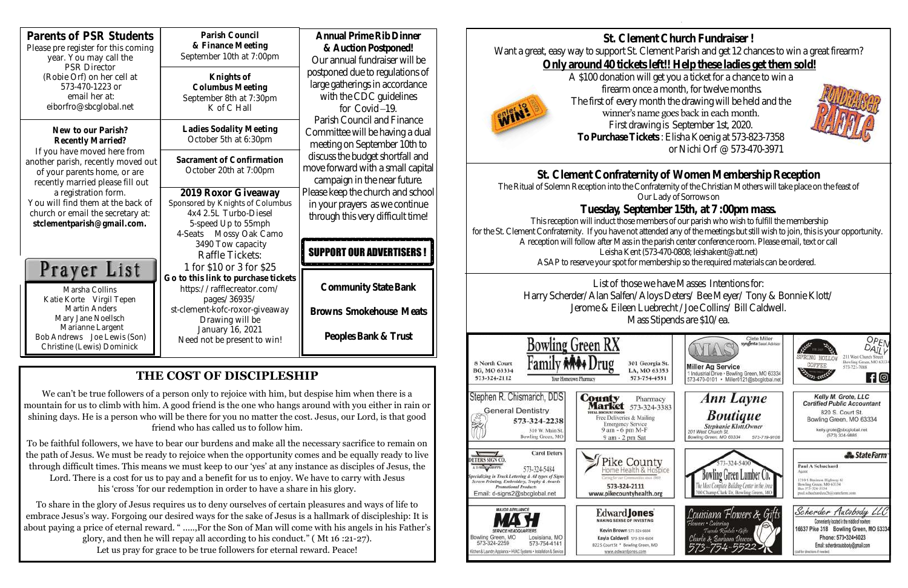## Parents of PSR Students

Please pre register for this coming year. You may call the PSR Director (Robie Orf) on her cell at 573-470-1223 or email her at: eiborfro@sbcglobal.net

### New to our Parish? Recently Married?

If you have moved here from another parish, recently moved out of your parents home, or are recently married please fill out a registration form. You will find them at the back of church or email the secretary at: **stclementparish@gmail.com.**

## Prayer List

Marsha Collins
Katie Korte Virgil Tepen
Martin Anders
Mary Jane Noellsch
Marianne Largent
Bob Andrews Joe Lewis (Son)
Christine (Lewis) Dominick

**Parish Council & Finance Meeting**
September 10th at 7:00pm

**Knights of Columbus Meeting**
September 8th at 7:30pm
K of C Hall

**Ladies Sodality Meeting**
October 5th at 6:30pm

**Sacrament of Confirmation**
October 20th at 7:00pm

**2019 Roxor Giveaway**
Sponsored by Knights of Columbus
4x4 2.5L Turbo-Diesel
5-speed Up to 55mph
4-Seats Mossy Oak Camo
3490 Tow capacity
Raffle Tickets:
1 for $10 or 3 for $25
**Go to this link to purchase tickets**
https://rafflecreator.com/pages/36935/st-clement-kofc-roxor-giveaway
Drawing will be January 16, 2021
Need not be present to win!

**Annual Prime Rib Dinner & Auction Postponed!**
Our annual fundraiser will be postponed due to regulations of large gatherings in accordance with the CDC guidelines for Covid–19.
Parish Council and Finance Committee will be having a dual meeting on September 10th to discuss the budget shortfall and move forward with a small capital campaign in the near future. Please keep the church and school in your prayers as we continue through this very difficult time!

**SUPPORT OUR ADVERTISERS !**

**Community State Bank**

**Browns Smokehouse Meats**

**Peoples Bank & Trust**

## THE COST OF DISCIPLESHIP

We can't be true followers of a person only to rejoice with him, but despise him when there is a mountain for us to climb with him. A good friend is the one who hangs around with you either in rain or shining days. He is a person who will be there for you no matter the cost. Jesus, our Lord, is that good friend who has called us to follow him.

To be faithful followers, we have to bear our burdens and make all the necessary sacrifice to remain on the path of Jesus. We must be ready to rejoice when the opportunity comes and be equally ready to live through difficult times. This means we must keep to our 'yes' at any instance as disciples of Jesus, the Lord. There is a cost for us to pay and a benefit for us to enjoy. We have to carry with Jesus his 'cross 'for our redemption in order to have a share in his glory.

To share in the glory of Jesus requires us to deny ourselves of certain pleasures and ways of life to embrace Jesus's way. Forgoing our desired ways for the sake of Jesus is a hallmark of discipleship: It is about paying a price of eternal reward. " .....,For the Son of Man will come with his angels in his Father's glory, and then he will repay all according to his conduct." ( Mt 16 :21-27).
Let us pray for grace to be true followers for eternal reward. Peace!

## St. Clement Church Fundraiser !

Want a great, easy way to support St. Clement Parish and get 12 chances to win a great firearm?

**Only around 40 tickets left!! Help these ladies get them sold!**

A $100 donation will get you a ticket for a chance to win a firearm once a month, for twelve months.
The first of every month the drawing will be held and the winner's name goes back in each month.
First drawing is September 1st, 2020.
**To Purchase Tickets** : Elisha Koenig at 573-823-7358 or Nichi Orf @ 573-470-3971

## St. Clement Confraternity of Women Membership Reception

The Ritual of Solemn Reception into the Confraternity of the Christian Mothers will take place on the feast of Our Lady of Sorrows on

### Tuesday, September 15th, at 7:00pm mass.

This reception will induct those members of our parish who wish to fulfill the membership for the St. Clement Confraternity. If you have not attended any of the meetings but still wish to join, this is your opportunity. A reception will follow after Mass in the parish center conference room. Please email, text or call Leisha Kent (573-470-0808; leishakent@att.net) ASAP to reserve your spot for membership so the required materials can be ordered.

List of those we have Masses Intentions for:
Harry Scherder/ Alan Salfen/ Aloys Deters/ Bee Meyer/ Tony & Bonnie Klott/ Jerome & Eileen Luebrecht / Joe Collins/ Bill Caldwell.
Mass Stipends are $10/ea.

Bowling Green RX Family Drug — Your Hometown Pharmacy
8 North Court, BG, MO 63334, 573-324-2112
301 Georgia St., LA, MO 63353, 573-754-4551

Miller Ag Service — Clete Miller, syngenta Seed Advisor
1 Industrial Drive • Bowling Green, MO 63334
573-470-0101 • Miller0121@sbcglobal.net

Spring Hollow Coffee — Open Daily
211 West Church Street, Bowling Green, MO 63334
573-721-7088

Stephen R. Chismarich, DDS — General Dentistry
573-324-2238
310 W. Main St., Bowling Green, MO

County Market Pharmacy 573-324-3383
Free Deliveries & Mailing
Emergency Service
9 am - 6 pm M-F
9 am - 2 pm Sat

Ann Layne Boutique
Stephanie Klott, Owner
201 West Church St., Bowling Green, MO 63334, 573-719-9108

Kelly M. Grote, LLC — Certified Public Accountant
820 S. Court St., Bowling Green, MO 63334
kelly.grote@sbcglobal.net
(573) 324-6885

Deters Sign Co. — Carol Deters
573-324-5484
Specializing in Truck Lettering & All types of Signs
Screen Printing, Embroidery, Trophy & Awards
Promotional Products
Email: d-signs2@sbcglobal.net

Pike County Home Health & Hospice
573-324-2111
www.pikecountyhealth.org

Bowling Green Lumber Co.
573-324-5400
The Most Complete Building Center in the Area
300 Champ Clark Dr, Bowling Green, MO

State Farm — Paul A Schuchard, Agent

Mash — Major Appliance Service Headquarters
Bowling Green, MO 573-324-2259
Louisiana, MO 573-754-4141
Kitchen & Laundry Appliance • HVAC Systems • Installation & Service

Edward Jones — Making Sense of Investing
Kevin Brown 573-324-6604
Kayla Caldwell 573-324-6604
822 S Court St • Bowling Green, MO
www.edwardjones.com

Louisiana Flowers & Gifts
Flowers • Catering • Tuxedo Rentals • Gifts
Charlie & Barbara Deacon
573-754-5522

Scherder Autobody LLC
Conveniently located in the middle of nowhere
16637 Pike 318 Bowling Green, MO 63334
Phone: 573•324•6023
Email: scherderautobody@gmail.com